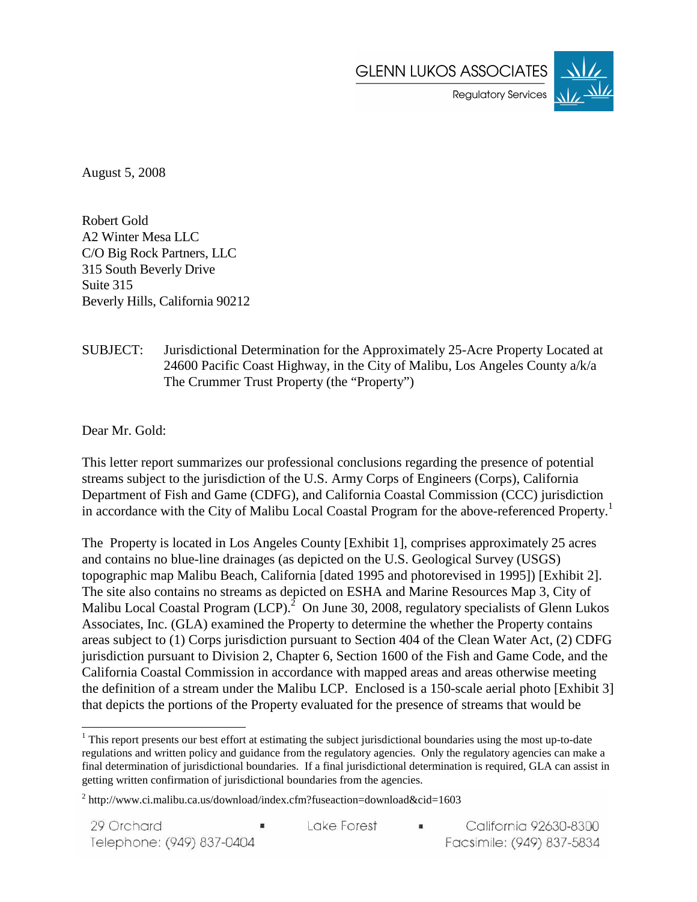GLENN LUKOS ASSOCIATES

Regulatory Services

August 5, 2008

Robert Gold  
A2 Winter Mesa LLC  
C/O Big Rock Partners, LLC  
315 South Beverly Drive  
Suite 315  
Beverly Hills, California 90212

SUBJECT: Jurisdictional Determination for the Approximately 25-Acre Property Located at 24600 Pacific Coast Highway, in the City of Malibu, Los Angeles County a/k/a The Crummer Trust Property (the "Property")

Dear Mr. Gold:

This letter report summarizes our professional conclusions regarding the presence of potential streams subject to the jurisdiction of the U.S. Army Corps of Engineers (Corps), California Department of Fish and Game (CDFG), and California Coastal Commission (CCC) jurisdiction in accordance with the City of Malibu Local Coastal Program for the above-referenced Property.[1]

The Property is located in Los Angeles County [Exhibit 1], comprises approximately 25 acres and contains no blue-line drainages (as depicted on the U.S. Geological Survey (USGS) topographic map Malibu Beach, California [dated 1995 and photorevised in 1995]) [Exhibit 2]. The site also contains no streams as depicted on ESHA and Marine Resources Map 3, City of Malibu Local Coastal Program (LCP).[2] On June 30, 2008, regulatory specialists of Glenn Lukos Associates, Inc. (GLA) examined the Property to determine the whether the Property contains areas subject to (1) Corps jurisdiction pursuant to Section 404 of the Clean Water Act, (2) CDFG jurisdiction pursuant to Division 2, Chapter 6, Section 1600 of the Fish and Game Code, and the California Coastal Commission in accordance with mapped areas and areas otherwise meeting the definition of a stream under the Malibu LCP. Enclosed is a 150-scale aerial photo [Exhibit 3] that depicts the portions of the Property evaluated for the presence of streams that would be

[1] This report presents our best effort at estimating the subject jurisdictional boundaries using the most up-to-date regulations and written policy and guidance from the regulatory agencies. Only the regulatory agencies can make a final determination of jurisdictional boundaries. If a final jurisdictional determination is required, GLA can assist in getting written confirmation of jurisdictional boundaries from the agencies.

[2] http://www.ci.malibu.ca.us/download/index.cfm?fuseaction=download&cid=1603

29 Orchard ▪ Lake Forest ▪ California 92630-8300  
Telephone: (949) 837-0404 Facsimile: (949) 837-5834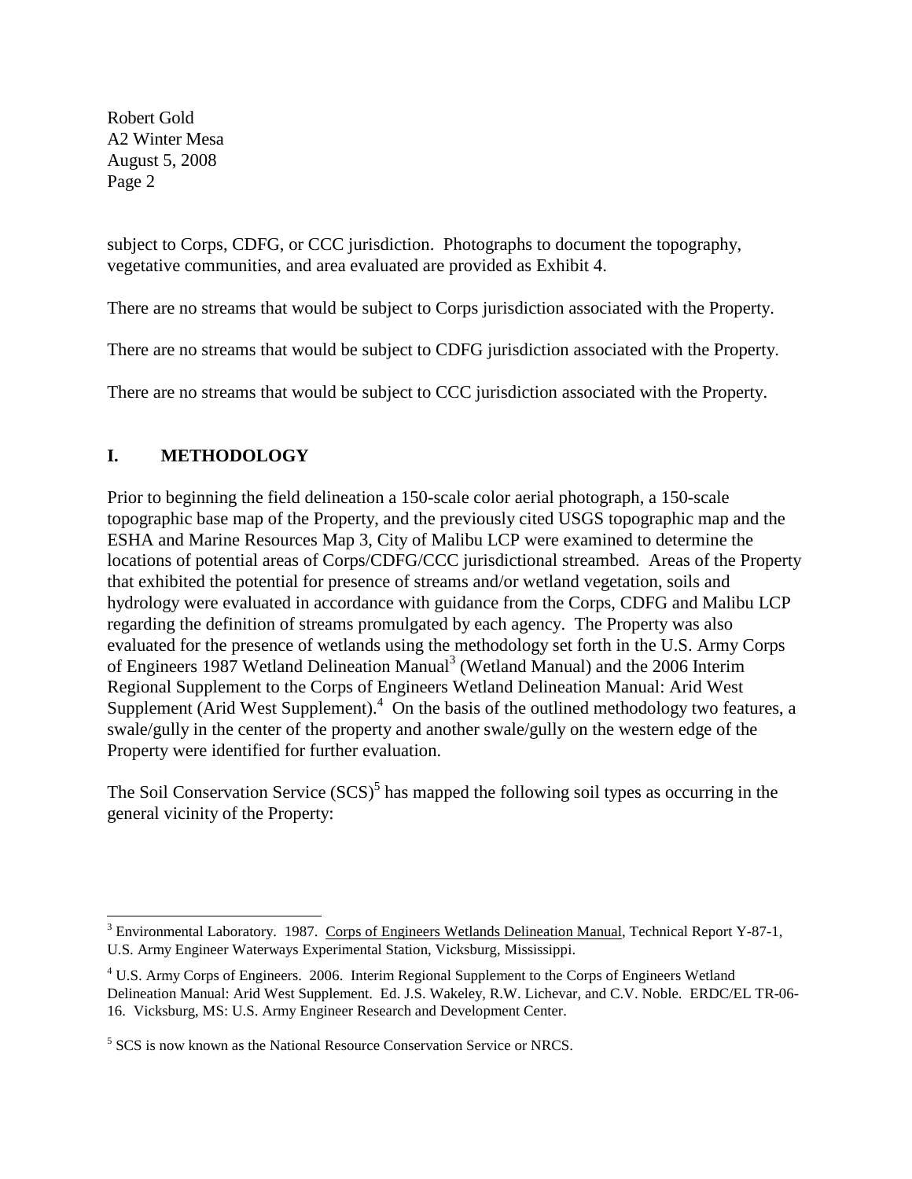subject to Corps, CDFG, or CCC jurisdiction. Photographs to document the topography, vegetative communities, and area evaluated are provided as Exhibit 4.

There are no streams that would be subject to Corps jurisdiction associated with the Property.

There are no streams that would be subject to CDFG jurisdiction associated with the Property.

There are no streams that would be subject to CCC jurisdiction associated with the Property.

## I. METHODOLOGY

Prior to beginning the field delineation a 150-scale color aerial photograph, a 150-scale topographic base map of the Property, and the previously cited USGS topographic map and the ESHA and Marine Resources Map 3, City of Malibu LCP were examined to determine the locations of potential areas of Corps/CDFG/CCC jurisdictional streambed. Areas of the Property that exhibited the potential for presence of streams and/or wetland vegetation, soils and hydrology were evaluated in accordance with guidance from the Corps, CDFG and Malibu LCP regarding the definition of streams promulgated by each agency. The Property was also evaluated for the presence of wetlands using the methodology set forth in the U.S. Army Corps of Engineers 1987 Wetland Delineation Manual[3] (Wetland Manual) and the 2006 Interim Regional Supplement to the Corps of Engineers Wetland Delineation Manual: Arid West Supplement (Arid West Supplement).[4] On the basis of the outlined methodology two features, a swale/gully in the center of the property and another swale/gully on the western edge of the Property were identified for further evaluation.

The Soil Conservation Service (SCS)[5] has mapped the following soil types as occurring in the general vicinity of the Property:

---

[3] Environmental Laboratory. 1987. Corps of Engineers Wetlands Delineation Manual, Technical Report Y-87-1, U.S. Army Engineer Waterways Experimental Station, Vicksburg, Mississippi.

[4] U.S. Army Corps of Engineers. 2006. Interim Regional Supplement to the Corps of Engineers Wetland Delineation Manual: Arid West Supplement. Ed. J.S. Wakeley, R.W. Lichevar, and C.V. Noble. ERDC/EL TR-06-16. Vicksburg, MS: U.S. Army Engineer Research and Development Center.

[5] SCS is now known as the National Resource Conservation Service or NRCS.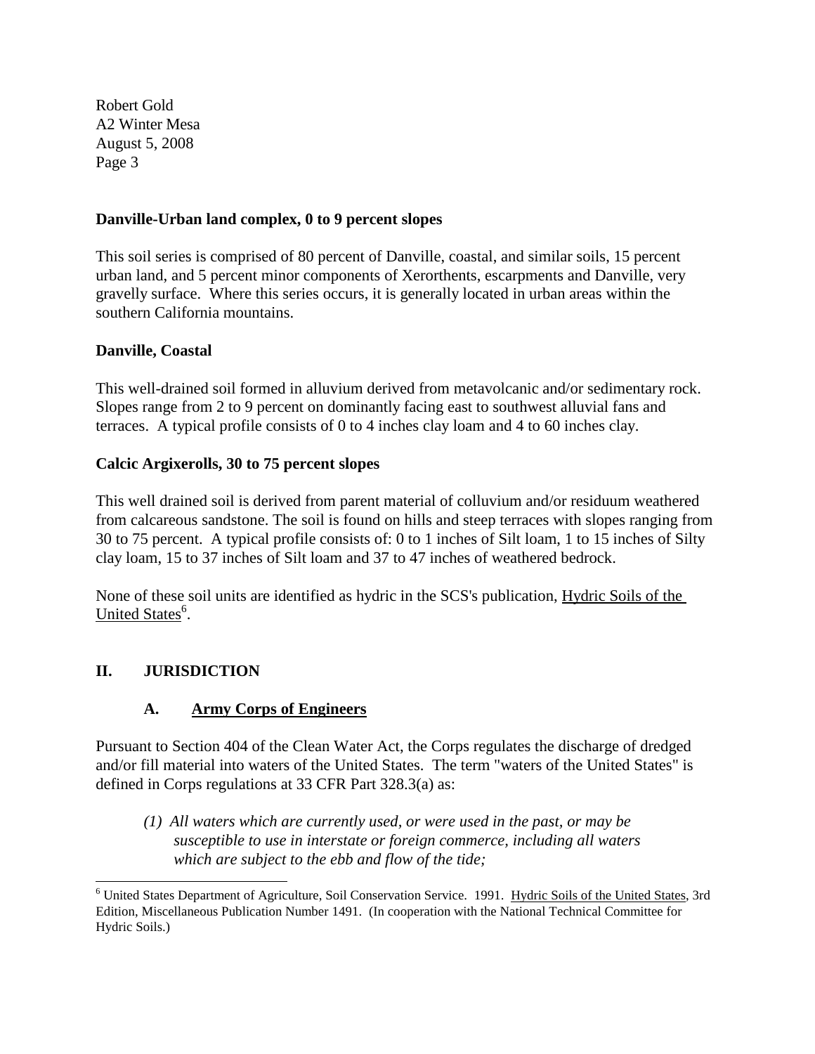**Danville-Urban land complex, 0 to 9 percent slopes**

This soil series is comprised of 80 percent of Danville, coastal, and similar soils, 15 percent urban land, and 5 percent minor components of Xerorthents, escarpments and Danville, very gravelly surface. Where this series occurs, it is generally located in urban areas within the southern California mountains.

**Danville, Coastal**

This well-drained soil formed in alluvium derived from metavolcanic and/or sedimentary rock. Slopes range from 2 to 9 percent on dominantly facing east to southwest alluvial fans and terraces. A typical profile consists of 0 to 4 inches clay loam and 4 to 60 inches clay.

**Calcic Argixerolls, 30 to 75 percent slopes**

This well drained soil is derived from parent material of colluvium and/or residuum weathered from calcareous sandstone. The soil is found on hills and steep terraces with slopes ranging from 30 to 75 percent. A typical profile consists of: 0 to 1 inches of Silt loam, 1 to 15 inches of Silty clay loam, 15 to 37 inches of Silt loam and 37 to 47 inches of weathered bedrock.

None of these soil units are identified as hydric in the SCS's publication, Hydric Soils of the United States[6].

## II. JURISDICTION

### A. Army Corps of Engineers

Pursuant to Section 404 of the Clean Water Act, the Corps regulates the discharge of dredged and/or fill material into waters of the United States. The term "waters of the United States" is defined in Corps regulations at 33 CFR Part 328.3(a) as:

> *(1) All waters which are currently used, or were used in the past, or may be susceptible to use in interstate or foreign commerce, including all waters which are subject to the ebb and flow of the tide;*

[6] United States Department of Agriculture, Soil Conservation Service. 1991. Hydric Soils of the United States, 3rd Edition, Miscellaneous Publication Number 1491. (In cooperation with the National Technical Committee for Hydric Soils.)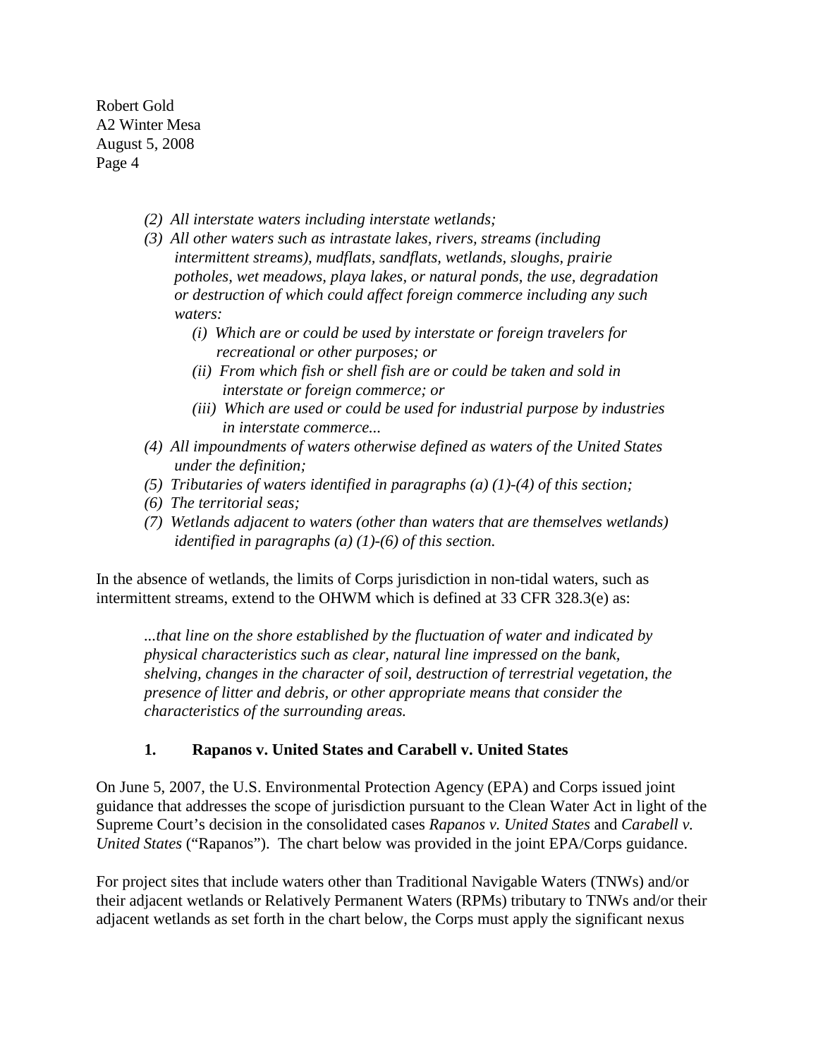*(2) All interstate waters including interstate wetlands;*

*(3) All other waters such as intrastate lakes, rivers, streams (including intermittent streams), mudflats, sandflats, wetlands, sloughs, prairie potholes, wet meadows, playa lakes, or natural ponds, the use, degradation or destruction of which could affect foreign commerce including any such waters:*

> *(i) Which are or could be used by interstate or foreign travelers for recreational or other purposes; or*
>
> *(ii) From which fish or shell fish are or could be taken and sold in interstate or foreign commerce; or*
>
> *(iii) Which are used or could be used for industrial purpose by industries in interstate commerce...*

*(4) All impoundments of waters otherwise defined as waters of the United States under the definition;*

*(5) Tributaries of waters identified in paragraphs (a) (1)-(4) of this section;*

*(6) The territorial seas;*

*(7) Wetlands adjacent to waters (other than waters that are themselves wetlands) identified in paragraphs (a) (1)-(6) of this section.*

In the absence of wetlands, the limits of Corps jurisdiction in non-tidal waters, such as intermittent streams, extend to the OHWM which is defined at 33 CFR 328.3(e) as:

> *...that line on the shore established by the fluctuation of water and indicated by physical characteristics such as clear, natural line impressed on the bank, shelving, changes in the character of soil, destruction of terrestrial vegetation, the presence of litter and debris, or other appropriate means that consider the characteristics of the surrounding areas.*

### 1. Rapanos v. United States and Carabell v. United States

On June 5, 2007, the U.S. Environmental Protection Agency (EPA) and Corps issued joint guidance that addresses the scope of jurisdiction pursuant to the Clean Water Act in light of the Supreme Court's decision in the consolidated cases *Rapanos v. United States* and *Carabell v. United States* ("Rapanos"). The chart below was provided in the joint EPA/Corps guidance.

For project sites that include waters other than Traditional Navigable Waters (TNWs) and/or their adjacent wetlands or Relatively Permanent Waters (RPMs) tributary to TNWs and/or their adjacent wetlands as set forth in the chart below, the Corps must apply the significant nexus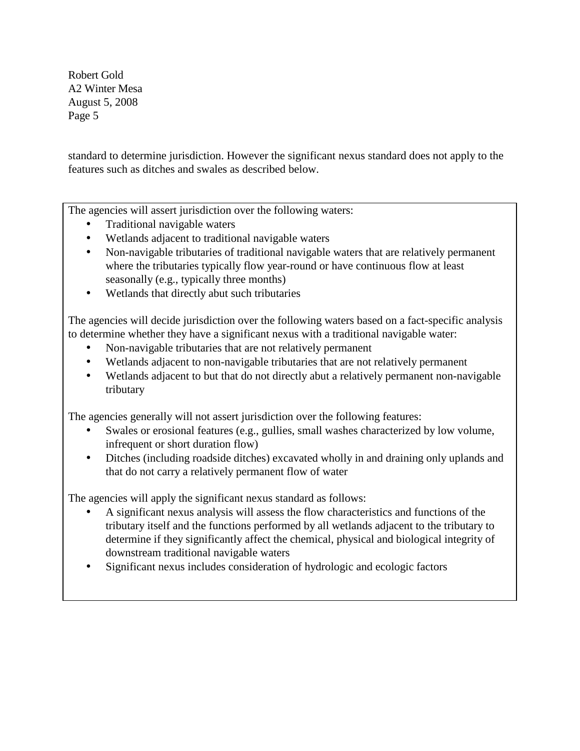standard to determine jurisdiction. However the significant nexus standard does not apply to the features such as ditches and swales as described below.

The agencies will assert jurisdiction over the following waters:

- Traditional navigable waters
- Wetlands adjacent to traditional navigable waters
- Non-navigable tributaries of traditional navigable waters that are relatively permanent where the tributaries typically flow year-round or have continuous flow at least seasonally (e.g., typically three months)
- Wetlands that directly abut such tributaries

The agencies will decide jurisdiction over the following waters based on a fact-specific analysis to determine whether they have a significant nexus with a traditional navigable water:

- Non-navigable tributaries that are not relatively permanent
- Wetlands adjacent to non-navigable tributaries that are not relatively permanent
- Wetlands adjacent to but that do not directly abut a relatively permanent non-navigable tributary

The agencies generally will not assert jurisdiction over the following features:

- Swales or erosional features (e.g., gullies, small washes characterized by low volume, infrequent or short duration flow)
- Ditches (including roadside ditches) excavated wholly in and draining only uplands and that do not carry a relatively permanent flow of water

The agencies will apply the significant nexus standard as follows:

- A significant nexus analysis will assess the flow characteristics and functions of the tributary itself and the functions performed by all wetlands adjacent to the tributary to determine if they significantly affect the chemical, physical and biological integrity of downstream traditional navigable waters
- Significant nexus includes consideration of hydrologic and ecologic factors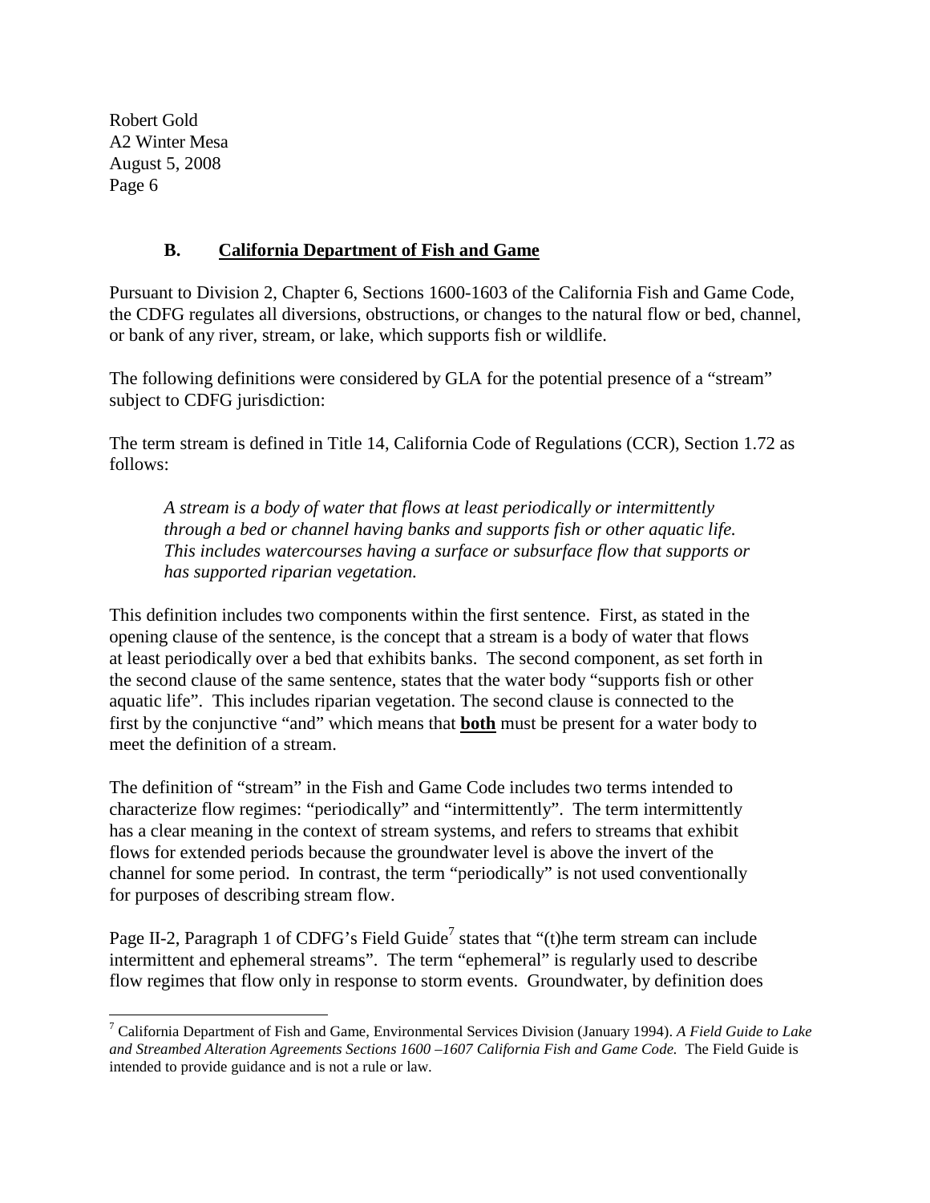Robert Gold
A2 Winter Mesa
August 5, 2008

### B. California Department of Fish and Game

Pursuant to Division 2, Chapter 6, Sections 1600-1603 of the California Fish and Game Code, the CDFG regulates all diversions, obstructions, or changes to the natural flow or bed, channel, or bank of any river, stream, or lake, which supports fish or wildlife.

The following definitions were considered by GLA for the potential presence of a "stream" subject to CDFG jurisdiction:

The term stream is defined in Title 14, California Code of Regulations (CCR), Section 1.72 as follows:

> *A stream is a body of water that flows at least periodically or intermittently through a bed or channel having banks and supports fish or other aquatic life. This includes watercourses having a surface or subsurface flow that supports or has supported riparian vegetation.*

This definition includes two components within the first sentence. First, as stated in the opening clause of the sentence, is the concept that a stream is a body of water that flows at least periodically over a bed that exhibits banks. The second component, as set forth in the second clause of the same sentence, states that the water body "supports fish or other aquatic life". This includes riparian vegetation. The second clause is connected to the first by the conjunctive "and" which means that **both** must be present for a water body to meet the definition of a stream.

The definition of "stream" in the Fish and Game Code includes two terms intended to characterize flow regimes: "periodically" and "intermittently". The term intermittently has a clear meaning in the context of stream systems, and refers to streams that exhibit flows for extended periods because the groundwater level is above the invert of the channel for some period. In contrast, the term "periodically" is not used conventionally for purposes of describing stream flow.

Page II-2, Paragraph 1 of CDFG's Field Guide[7] states that "(t)he term stream can include intermittent and ephemeral streams". The term "ephemeral" is regularly used to describe flow regimes that flow only in response to storm events. Groundwater, by definition does

[7] California Department of Fish and Game, Environmental Services Division (January 1994). *A Field Guide to Lake and Streambed Alteration Agreements Sections 1600 –1607 California Fish and Game Code.* The Field Guide is intended to provide guidance and is not a rule or law.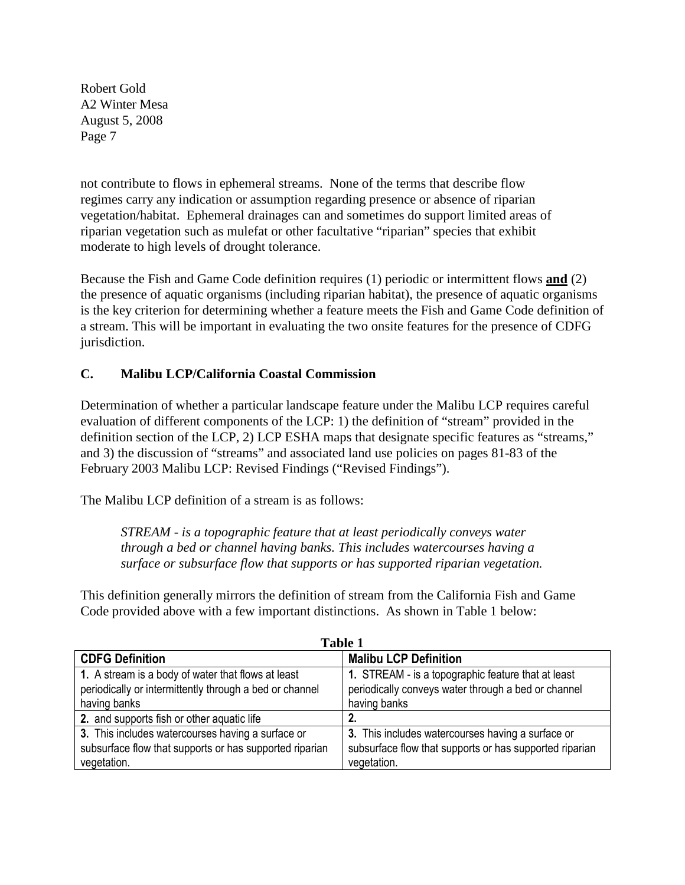not contribute to flows in ephemeral streams. None of the terms that describe flow regimes carry any indication or assumption regarding presence or absence of riparian vegetation/habitat. Ephemeral drainages can and sometimes do support limited areas of riparian vegetation such as mulefat or other facultative "riparian" species that exhibit moderate to high levels of drought tolerance.

Because the Fish and Game Code definition requires (1) periodic or intermittent flows **and** (2) the presence of aquatic organisms (including riparian habitat), the presence of aquatic organisms is the key criterion for determining whether a feature meets the Fish and Game Code definition of a stream. This will be important in evaluating the two onsite features for the presence of CDFG jurisdiction.

### C. Malibu LCP/California Coastal Commission

Determination of whether a particular landscape feature under the Malibu LCP requires careful evaluation of different components of the LCP: 1) the definition of "stream" provided in the definition section of the LCP, 2) LCP ESHA maps that designate specific features as "streams," and 3) the discussion of "streams" and associated land use policies on pages 81-83 of the February 2003 Malibu LCP: Revised Findings ("Revised Findings").

The Malibu LCP definition of a stream is as follows:

> *STREAM - is a topographic feature that at least periodically conveys water through a bed or channel having banks. This includes watercourses having a surface or subsurface flow that supports or has supported riparian vegetation.*

This definition generally mirrors the definition of stream from the California Fish and Game Code provided above with a few important distinctions. As shown in Table 1 below:

**Table 1**

| CDFG Definition | Malibu LCP Definition |
|---|---|
| **1.** A stream is a body of water that flows at least periodically or intermittently through a bed or channel having banks | **1.** STREAM - is a topographic feature that at least periodically conveys water through a bed or channel having banks |
| **2.** and supports fish or other aquatic life | **2.** |
| **3.** This includes watercourses having a surface or subsurface flow that supports or has supported riparian vegetation. | **3.** This includes watercourses having a surface or subsurface flow that supports or has supported riparian vegetation. |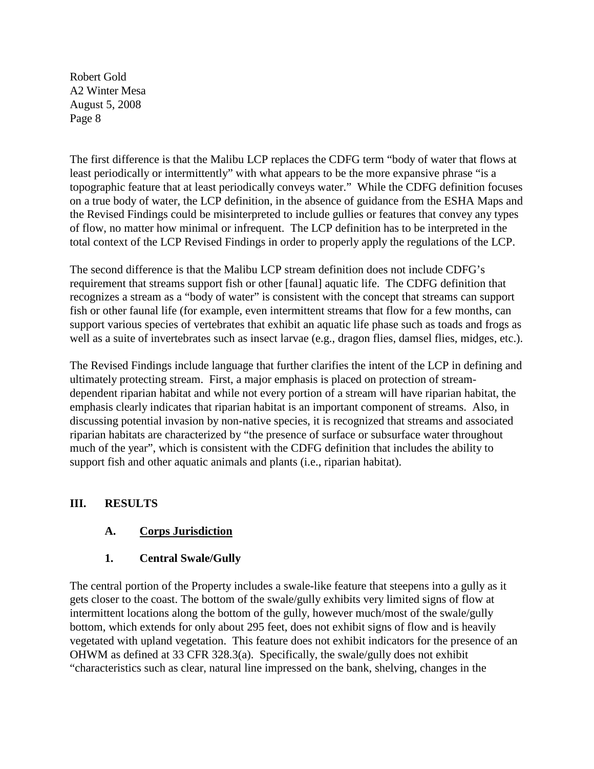The first difference is that the Malibu LCP replaces the CDFG term "body of water that flows at least periodically or intermittently" with what appears to be the more expansive phrase "is a topographic feature that at least periodically conveys water." While the CDFG definition focuses on a true body of water, the LCP definition, in the absence of guidance from the ESHA Maps and the Revised Findings could be misinterpreted to include gullies or features that convey any types of flow, no matter how minimal or infrequent. The LCP definition has to be interpreted in the total context of the LCP Revised Findings in order to properly apply the regulations of the LCP.

The second difference is that the Malibu LCP stream definition does not include CDFG's requirement that streams support fish or other [faunal] aquatic life. The CDFG definition that recognizes a stream as a "body of water" is consistent with the concept that streams can support fish or other faunal life (for example, even intermittent streams that flow for a few months, can support various species of vertebrates that exhibit an aquatic life phase such as toads and frogs as well as a suite of invertebrates such as insect larvae (e.g., dragon flies, damsel flies, midges, etc.).

The Revised Findings include language that further clarifies the intent of the LCP in defining and ultimately protecting stream. First, a major emphasis is placed on protection of stream-dependent riparian habitat and while not every portion of a stream will have riparian habitat, the emphasis clearly indicates that riparian habitat is an important component of streams. Also, in discussing potential invasion by non-native species, it is recognized that streams and associated riparian habitats are characterized by "the presence of surface or subsurface water throughout much of the year", which is consistent with the CDFG definition that includes the ability to support fish and other aquatic animals and plants (i.e., riparian habitat).

## III. RESULTS

### A. <u>Corps Jurisdiction</u>

#### 1. Central Swale/Gully

The central portion of the Property includes a swale-like feature that steepens into a gully as it gets closer to the coast. The bottom of the swale/gully exhibits very limited signs of flow at intermittent locations along the bottom of the gully, however much/most of the swale/gully bottom, which extends for only about 295 feet, does not exhibit signs of flow and is heavily vegetated with upland vegetation. This feature does not exhibit indicators for the presence of an OHWM as defined at 33 CFR 328.3(a). Specifically, the swale/gully does not exhibit "characteristics such as clear, natural line impressed on the bank, shelving, changes in the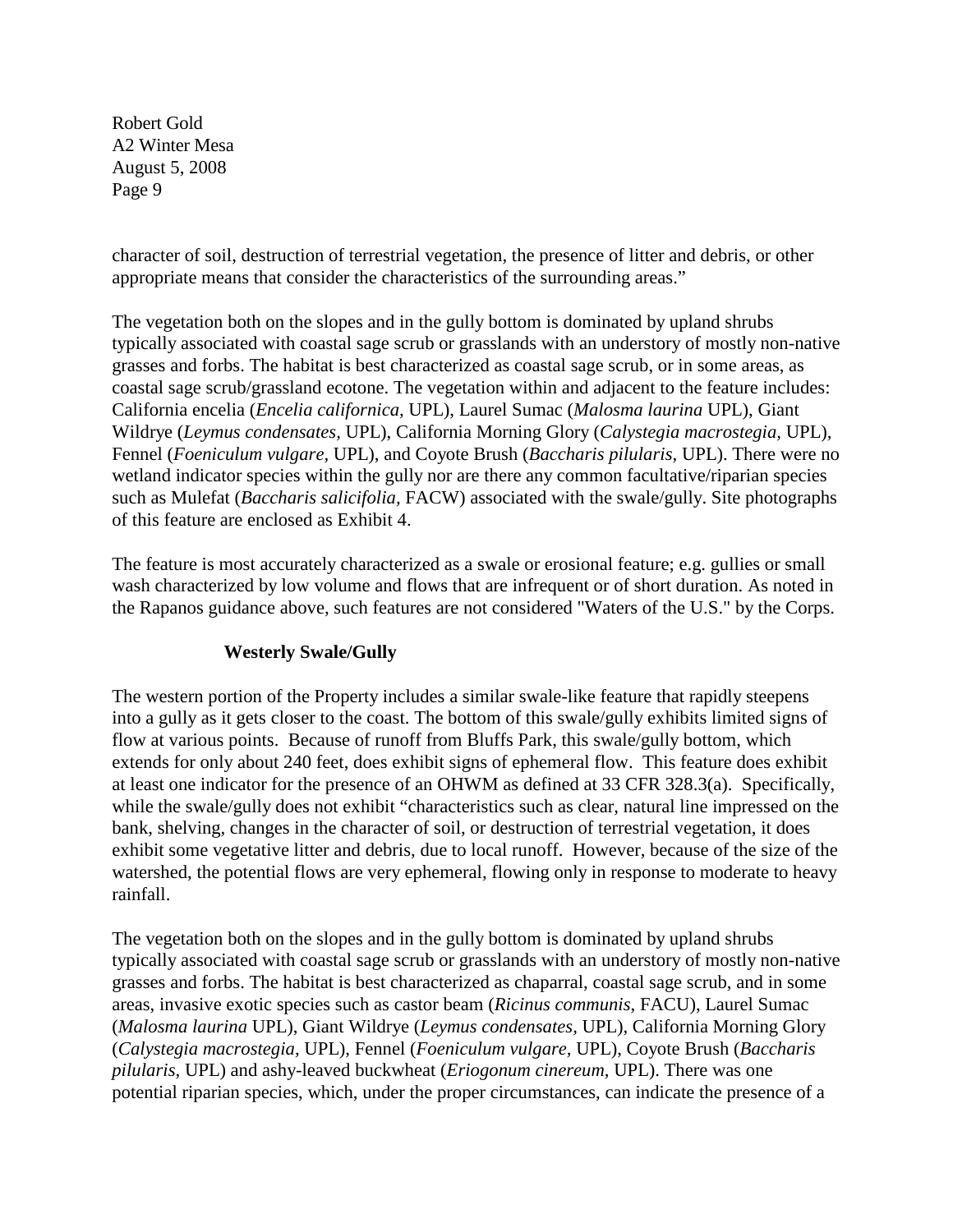character of soil, destruction of terrestrial vegetation, the presence of litter and debris, or other appropriate means that consider the characteristics of the surrounding areas."

The vegetation both on the slopes and in the gully bottom is dominated by upland shrubs typically associated with coastal sage scrub or grasslands with an understory of mostly non-native grasses and forbs. The habitat is best characterized as coastal sage scrub, or in some areas, as coastal sage scrub/grassland ecotone. The vegetation within and adjacent to the feature includes: California encelia (*Encelia californica,* UPL), Laurel Sumac (*Malosma laurina* UPL), Giant Wildrye (*Leymus condensates,* UPL), California Morning Glory (*Calystegia macrostegia,* UPL), Fennel (*Foeniculum vulgare*, UPL), and Coyote Brush (*Baccharis pilularis,* UPL). There were no wetland indicator species within the gully nor are there any common facultative/riparian species such as Mulefat (*Baccharis salicifolia,* FACW) associated with the swale/gully. Site photographs of this feature are enclosed as Exhibit 4.

The feature is most accurately characterized as a swale or erosional feature; e.g. gullies or small wash characterized by low volume and flows that are infrequent or of short duration. As noted in the Rapanos guidance above, such features are not considered "Waters of the U.S." by the Corps.

**Westerly Swale/Gully**

The western portion of the Property includes a similar swale-like feature that rapidly steepens into a gully as it gets closer to the coast. The bottom of this swale/gully exhibits limited signs of flow at various points. Because of runoff from Bluffs Park, this swale/gully bottom, which extends for only about 240 feet, does exhibit signs of ephemeral flow. This feature does exhibit at least one indicator for the presence of an OHWM as defined at 33 CFR 328.3(a). Specifically, while the swale/gully does not exhibit "characteristics such as clear, natural line impressed on the bank, shelving, changes in the character of soil, or destruction of terrestrial vegetation, it does exhibit some vegetative litter and debris, due to local runoff. However, because of the size of the watershed, the potential flows are very ephemeral, flowing only in response to moderate to heavy rainfall.

The vegetation both on the slopes and in the gully bottom is dominated by upland shrubs typically associated with coastal sage scrub or grasslands with an understory of mostly non-native grasses and forbs. The habitat is best characterized as chaparral, coastal sage scrub, and in some areas, invasive exotic species such as castor beam (*Ricinus communis*, FACU), Laurel Sumac (*Malosma laurina* UPL), Giant Wildrye (*Leymus condensates,* UPL), California Morning Glory (*Calystegia macrostegia,* UPL), Fennel (*Foeniculum vulgare,* UPL), Coyote Brush (*Baccharis pilularis,* UPL) and ashy-leaved buckwheat (*Eriogonum cinereum*, UPL). There was one potential riparian species, which, under the proper circumstances, can indicate the presence of a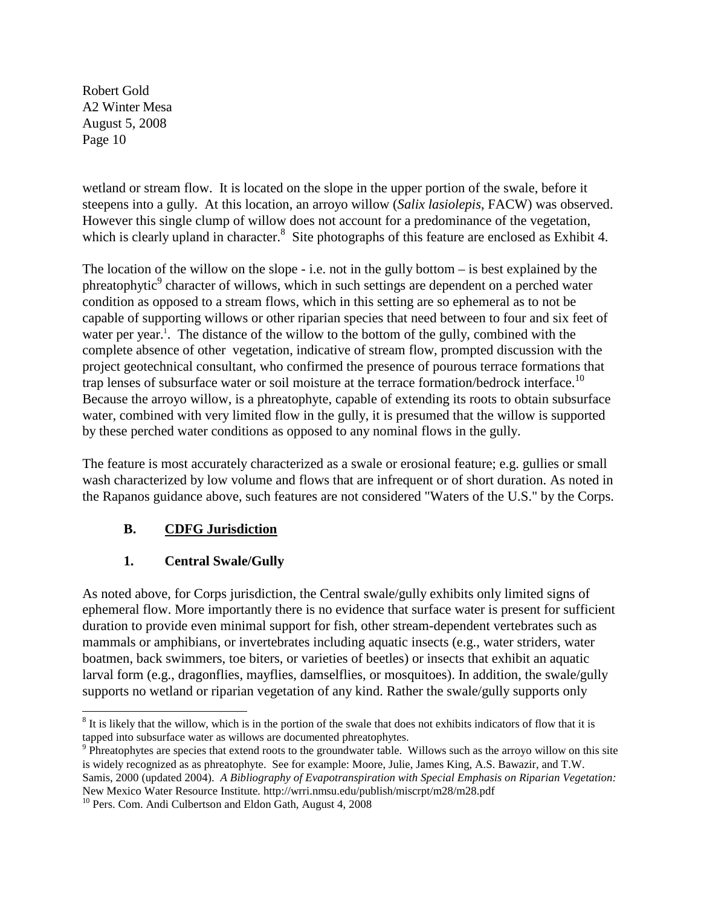wetland or stream flow. It is located on the slope in the upper portion of the swale, before it steepens into a gully. At this location, an arroyo willow (*Salix lasiolepis*, FACW) was observed. However this single clump of willow does not account for a predominance of the vegetation, which is clearly upland in character.[8] Site photographs of this feature are enclosed as Exhibit 4.

The location of the willow on the slope - i.e. not in the gully bottom – is best explained by the phreatophytic[9] character of willows, which in such settings are dependent on a perched water condition as opposed to a stream flows, which in this setting are so ephemeral as to not be capable of supporting willows or other riparian species that need between to four and six feet of water per year.[1]. The distance of the willow to the bottom of the gully, combined with the complete absence of other vegetation, indicative of stream flow, prompted discussion with the project geotechnical consultant, who confirmed the presence of pourous terrace formations that trap lenses of subsurface water or soil moisture at the terrace formation/bedrock interface.[10] Because the arroyo willow, is a phreatophyte, capable of extending its roots to obtain subsurface water, combined with very limited flow in the gully, it is presumed that the willow is supported by these perched water conditions as opposed to any nominal flows in the gully.

The feature is most accurately characterized as a swale or erosional feature; e.g. gullies or small wash characterized by low volume and flows that are infrequent or of short duration. As noted in the Rapanos guidance above, such features are not considered "Waters of the U.S." by the Corps.

### B. <u>CDFG Jurisdiction</u>

#### 1. Central Swale/Gully

As noted above, for Corps jurisdiction, the Central swale/gully exhibits only limited signs of ephemeral flow. More importantly there is no evidence that surface water is present for sufficient duration to provide even minimal support for fish, other stream-dependent vertebrates such as mammals or amphibians, or invertebrates including aquatic insects (e.g., water striders, water boatmen, back swimmers, toe biters, or varieties of beetles) or insects that exhibit an aquatic larval form (e.g., dragonflies, mayflies, damselflies, or mosquitoes). In addition, the swale/gully supports no wetland or riparian vegetation of any kind. Rather the swale/gully supports only

---

[8] It is likely that the willow, which is in the portion of the swale that does not exhibits indicators of flow that it is tapped into subsurface water as willows are documented phreatophytes.

[9] Phreatophytes are species that extend roots to the groundwater table. Willows such as the arroyo willow on this site is widely recognized as as phreatophyte. See for example: Moore, Julie, James King, A.S. Bawazir, and T.W. Samis, 2000 (updated 2004). *A Bibliography of Evapotranspiration with Special Emphasis on Riparian Vegetation:* New Mexico Water Resource Institute. http://wrri.nmsu.edu/publish/miscrpt/m28/m28.pdf

[10] Pers. Com. Andi Culbertson and Eldon Gath, August 4, 2008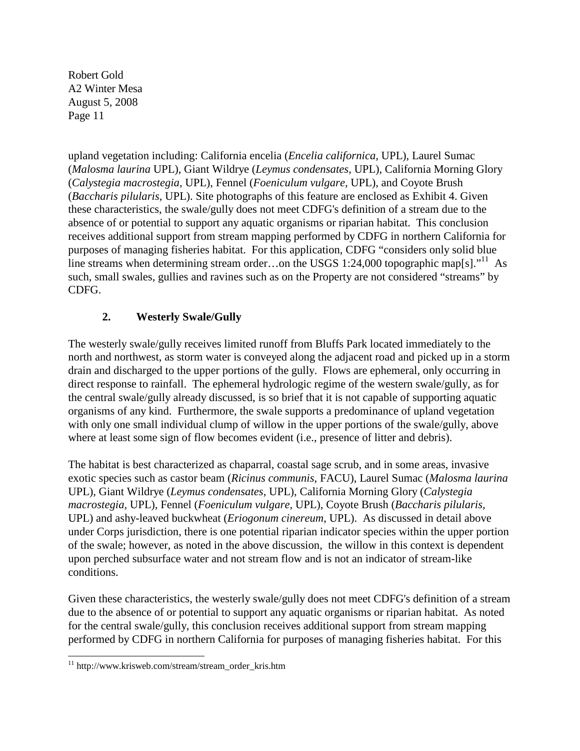upland vegetation including: California encelia (*Encelia californica,* UPL), Laurel Sumac (*Malosma laurina* UPL), Giant Wildrye (*Leymus condensates,* UPL), California Morning Glory (*Calystegia macrostegia,* UPL), Fennel (*Foeniculum vulgare,* UPL), and Coyote Brush (*Baccharis pilularis,* UPL). Site photographs of this feature are enclosed as Exhibit 4. Given these characteristics, the swale/gully does not meet CDFG's definition of a stream due to the absence of or potential to support any aquatic organisms or riparian habitat. This conclusion receives additional support from stream mapping performed by CDFG in northern California for purposes of managing fisheries habitat. For this application, CDFG "considers only solid blue line streams when determining stream order…on the USGS 1:24,000 topographic map[s]."[11] As such, small swales, gullies and ravines such as on the Property are not considered "streams" by CDFG.

### 2. Westerly Swale/Gully

The westerly swale/gully receives limited runoff from Bluffs Park located immediately to the north and northwest, as storm water is conveyed along the adjacent road and picked up in a storm drain and discharged to the upper portions of the gully. Flows are ephemeral, only occurring in direct response to rainfall. The ephemeral hydrologic regime of the western swale/gully, as for the central swale/gully already discussed, is so brief that it is not capable of supporting aquatic organisms of any kind. Furthermore, the swale supports a predominance of upland vegetation with only one small individual clump of willow in the upper portions of the swale/gully, above where at least some sign of flow becomes evident (i.e., presence of litter and debris).

The habitat is best characterized as chaparral, coastal sage scrub, and in some areas, invasive exotic species such as castor beam (*Ricinus communis*, FACU), Laurel Sumac (*Malosma laurina* UPL), Giant Wildrye (*Leymus condensates,* UPL), California Morning Glory (*Calystegia macrostegia,* UPL), Fennel (*Foeniculum vulgare,* UPL), Coyote Brush (*Baccharis pilularis,* UPL) and ashy-leaved buckwheat (*Eriogonum cinereum*, UPL). As discussed in detail above under Corps jurisdiction, there is one potential riparian indicator species within the upper portion of the swale; however, as noted in the above discussion, the willow in this context is dependent upon perched subsurface water and not stream flow and is not an indicator of stream-like conditions.

Given these characteristics, the westerly swale/gully does not meet CDFG's definition of a stream due to the absence of or potential to support any aquatic organisms or riparian habitat. As noted for the central swale/gully, this conclusion receives additional support from stream mapping performed by CDFG in northern California for purposes of managing fisheries habitat. For this

---

[11] http://www.krisweb.com/stream/stream_order_kris.htm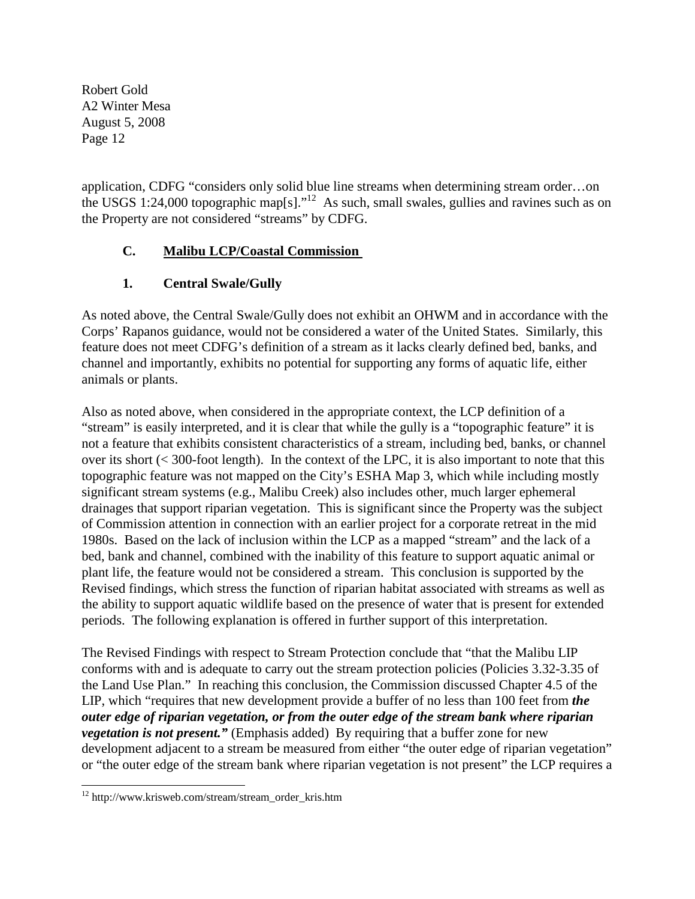application, CDFG "considers only solid blue line streams when determining stream order…on the USGS 1:24,000 topographic map[s]."[12] As such, small swales, gullies and ravines such as on the Property are not considered "streams" by CDFG.

## C. Malibu LCP/Coastal Commission

### 1. Central Swale/Gully

As noted above, the Central Swale/Gully does not exhibit an OHWM and in accordance with the Corps' Rapanos guidance, would not be considered a water of the United States. Similarly, this feature does not meet CDFG's definition of a stream as it lacks clearly defined bed, banks, and channel and importantly, exhibits no potential for supporting any forms of aquatic life, either animals or plants.

Also as noted above, when considered in the appropriate context, the LCP definition of a "stream" is easily interpreted, and it is clear that while the gully is a "topographic feature" it is not a feature that exhibits consistent characteristics of a stream, including bed, banks, or channel over its short (< 300-foot length). In the context of the LPC, it is also important to note that this topographic feature was not mapped on the City's ESHA Map 3, which while including mostly significant stream systems (e.g., Malibu Creek) also includes other, much larger ephemeral drainages that support riparian vegetation. This is significant since the Property was the subject of Commission attention in connection with an earlier project for a corporate retreat in the mid 1980s. Based on the lack of inclusion within the LCP as a mapped "stream" and the lack of a bed, bank and channel, combined with the inability of this feature to support aquatic animal or plant life, the feature would not be considered a stream. This conclusion is supported by the Revised findings, which stress the function of riparian habitat associated with streams as well as the ability to support aquatic wildlife based on the presence of water that is present for extended periods. The following explanation is offered in further support of this interpretation.

The Revised Findings with respect to Stream Protection conclude that "that the Malibu LIP conforms with and is adequate to carry out the stream protection policies (Policies 3.32-3.35 of the Land Use Plan." In reaching this conclusion, the Commission discussed Chapter 4.5 of the LIP, which "requires that new development provide a buffer of no less than 100 feet from ***the outer edge of riparian vegetation, or from the outer edge of the stream bank where riparian vegetation is not present."*** (Emphasis added) By requiring that a buffer zone for new development adjacent to a stream be measured from either "the outer edge of riparian vegetation" or "the outer edge of the stream bank where riparian vegetation is not present" the LCP requires a

[12] http://www.krisweb.com/stream/stream_order_kris.htm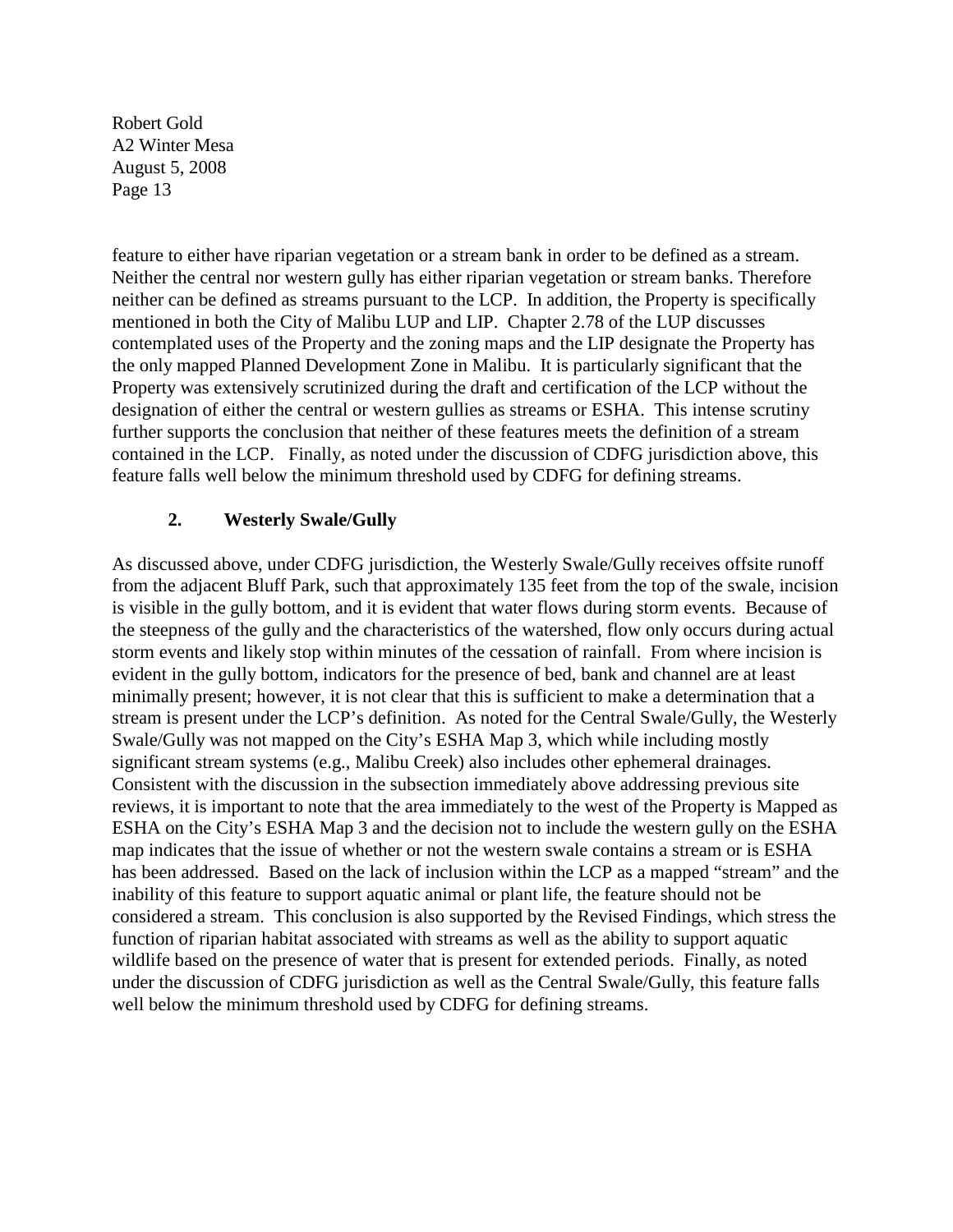feature to either have riparian vegetation or a stream bank in order to be defined as a stream. Neither the central nor western gully has either riparian vegetation or stream banks. Therefore neither can be defined as streams pursuant to the LCP. In addition, the Property is specifically mentioned in both the City of Malibu LUP and LIP. Chapter 2.78 of the LUP discusses contemplated uses of the Property and the zoning maps and the LIP designate the Property has the only mapped Planned Development Zone in Malibu. It is particularly significant that the Property was extensively scrutinized during the draft and certification of the LCP without the designation of either the central or western gullies as streams or ESHA. This intense scrutiny further supports the conclusion that neither of these features meets the definition of a stream contained in the LCP. Finally, as noted under the discussion of CDFG jurisdiction above, this feature falls well below the minimum threshold used by CDFG for defining streams.

### 2. Westerly Swale/Gully

As discussed above, under CDFG jurisdiction, the Westerly Swale/Gully receives offsite runoff from the adjacent Bluff Park, such that approximately 135 feet from the top of the swale, incision is visible in the gully bottom, and it is evident that water flows during storm events. Because of the steepness of the gully and the characteristics of the watershed, flow only occurs during actual storm events and likely stop within minutes of the cessation of rainfall. From where incision is evident in the gully bottom, indicators for the presence of bed, bank and channel are at least minimally present; however, it is not clear that this is sufficient to make a determination that a stream is present under the LCP's definition. As noted for the Central Swale/Gully, the Westerly Swale/Gully was not mapped on the City's ESHA Map 3, which while including mostly significant stream systems (e.g., Malibu Creek) also includes other ephemeral drainages. Consistent with the discussion in the subsection immediately above addressing previous site reviews, it is important to note that the area immediately to the west of the Property is Mapped as ESHA on the City's ESHA Map 3 and the decision not to include the western gully on the ESHA map indicates that the issue of whether or not the western swale contains a stream or is ESHA has been addressed. Based on the lack of inclusion within the LCP as a mapped "stream" and the inability of this feature to support aquatic animal or plant life, the feature should not be considered a stream. This conclusion is also supported by the Revised Findings, which stress the function of riparian habitat associated with streams as well as the ability to support aquatic wildlife based on the presence of water that is present for extended periods. Finally, as noted under the discussion of CDFG jurisdiction as well as the Central Swale/Gully, this feature falls well below the minimum threshold used by CDFG for defining streams.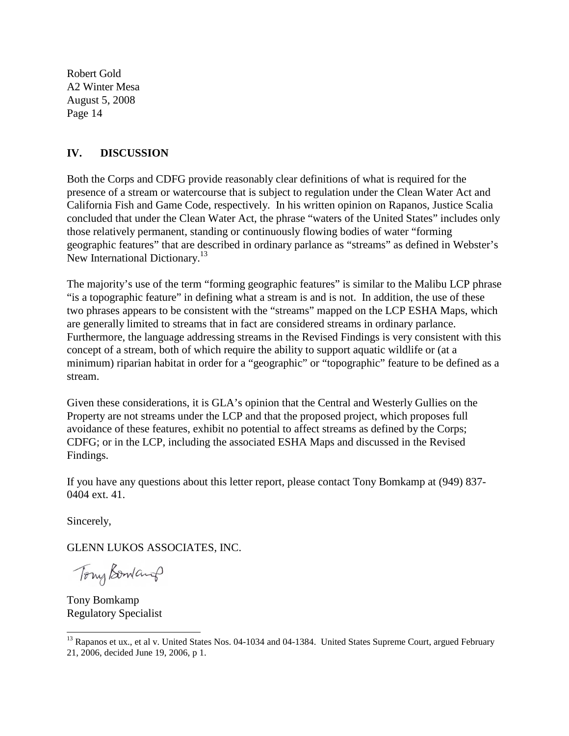## IV. DISCUSSION

Both the Corps and CDFG provide reasonably clear definitions of what is required for the presence of a stream or watercourse that is subject to regulation under the Clean Water Act and California Fish and Game Code, respectively. In his written opinion on Rapanos, Justice Scalia concluded that under the Clean Water Act, the phrase "waters of the United States" includes only those relatively permanent, standing or continuously flowing bodies of water "forming geographic features" that are described in ordinary parlance as "streams" as defined in Webster's New International Dictionary.[13]

The majority's use of the term "forming geographic features" is similar to the Malibu LCP phrase "is a topographic feature" in defining what a stream is and is not. In addition, the use of these two phrases appears to be consistent with the "streams" mapped on the LCP ESHA Maps, which are generally limited to streams that in fact are considered streams in ordinary parlance. Furthermore, the language addressing streams in the Revised Findings is very consistent with this concept of a stream, both of which require the ability to support aquatic wildlife or (at a minimum) riparian habitat in order for a "geographic" or "topographic" feature to be defined as a stream.

Given these considerations, it is GLA's opinion that the Central and Westerly Gullies on the Property are not streams under the LCP and that the proposed project, which proposes full avoidance of these features, exhibit no potential to affect streams as defined by the Corps; CDFG; or in the LCP, including the associated ESHA Maps and discussed in the Revised Findings.

If you have any questions about this letter report, please contact Tony Bomkamp at (949) 837-0404 ext. 41.

Sincerely,

GLENN LUKOS ASSOCIATES, INC.

Tony Bomkamp
Regulatory Specialist

---

[13] Rapanos et ux., et al v. United States Nos. 04-1034 and 04-1384. United States Supreme Court, argued February 21, 2006, decided June 19, 2006, p 1.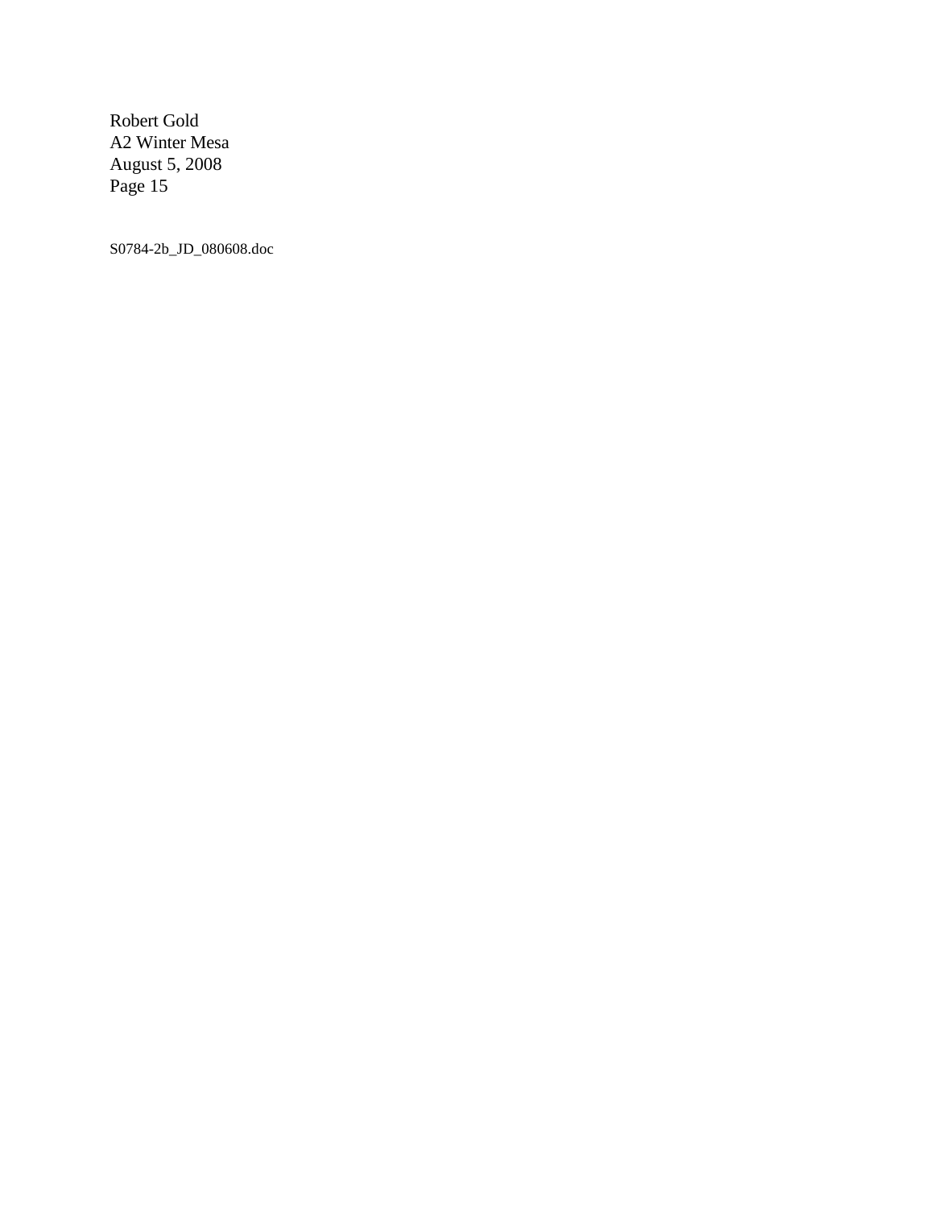S0784-2b_JD_080608.doc